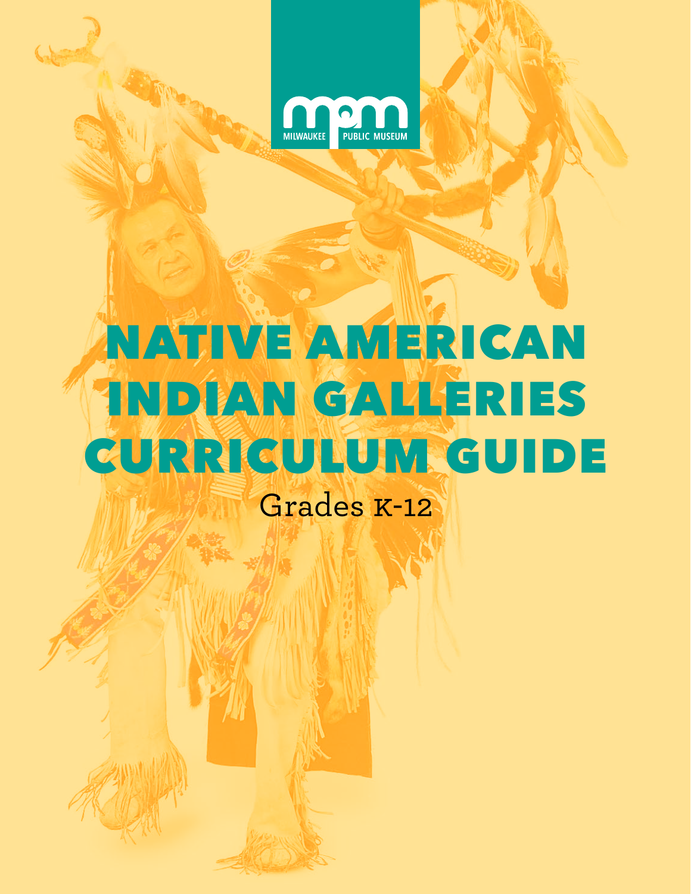MILWAUKEE PUBLIC MUSEUM

# NATIVE AMERICAN INDIAN GALLERIES CURRICULUM GUIDE

Grades K-12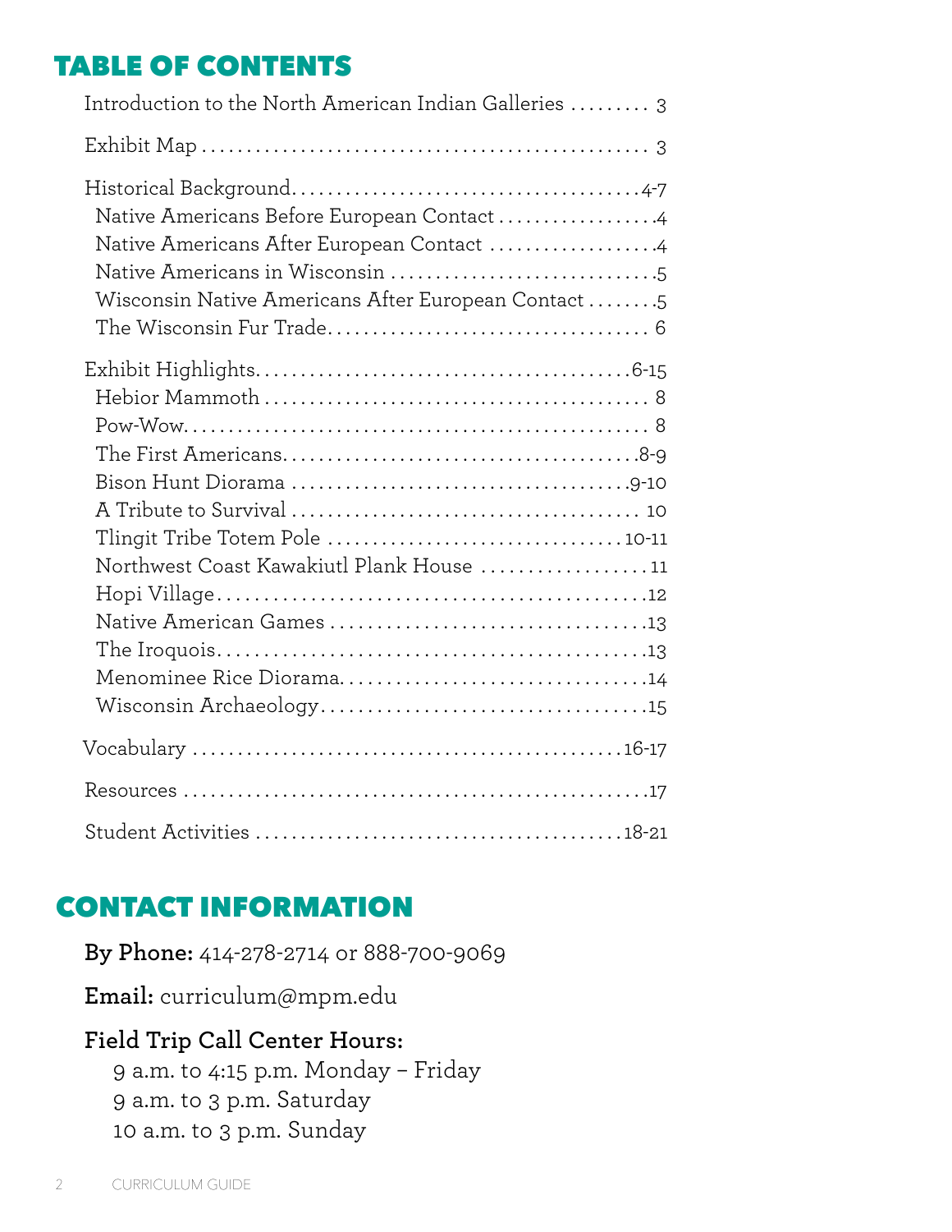## TABLE OF CONTENTS

Introduction to the North American Indian Galleries ......... 3

Exhibit Map ................................................. 3

Historical Background........................................4-7
- Native Americans Before European Contact ..................4
- Native Americans After European Contact ...................4
- Native Americans in Wisconsin ..............................5
- Wisconsin Native Americans After European Contact ........5
- The Wisconsin Fur Trade.................................... 6

Exhibit Highlights..........................................6-15
- Hebior Mammoth ........................................... 8
- Pow-Wow.................................................... 8
- The First Americans.......................................8-9
- Bison Hunt Diorama ......................................9-10
- A Tribute to Survival ..................................... 10
- Tlingit Tribe Totem Pole ................................10-11
- Northwest Coast Kawakiutl Plank House ..................11
- Hopi Village...............................................12
- Native American Games ...................................13
- The Iroquois...............................................13
- Menominee Rice Diorama..................................14
- Wisconsin Archaeology....................................15

Vocabulary ...............................................16-17

Resources ...................................................17

Student Activities ........................................18-21

## CONTACT INFORMATION

**By Phone:** 414-278-2714 or 888-700-9069

**Email:** curriculum@mpm.edu

**Field Trip Call Center Hours:**

9 a.m. to 4:15 p.m. Monday – Friday
9 a.m. to 3 p.m. Saturday
10 a.m. to 3 p.m. Sunday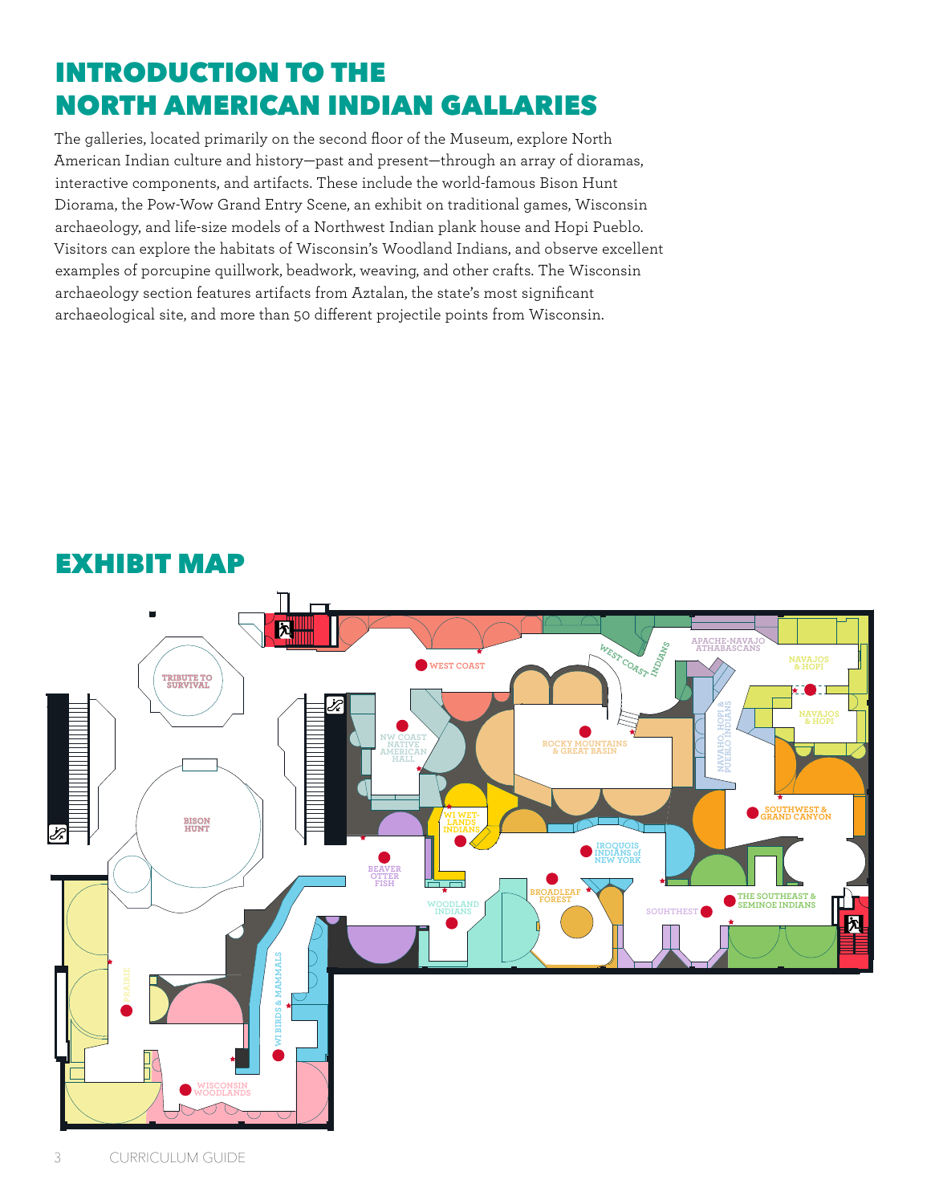# INTRODUCTION TO THE NORTH AMERICAN INDIAN GALLARIES

The galleries, located primarily on the second floor of the Museum, explore North American Indian culture and history—past and present—through an array of dioramas, interactive components, and artifacts. These include the world-famous Bison Hunt Diorama, the Pow-Wow Grand Entry Scene, an exhibit on traditional games, Wisconsin archaeology, and life-size models of a Northwest Indian plank house and Hopi Pueblo. Visitors can explore the habitats of Wisconsin's Woodland Indians, and observe excellent examples of porcupine quillwork, beadwork, weaving, and other crafts. The Wisconsin archaeology section features artifacts from Aztalan, the state's most significant archaeological site, and more than 50 different projectile points from Wisconsin.

# EXHIBIT MAP

TRIBUTE TO SURVIVAL

BISON HUNT

WEST COAST

WEST COAST INDIANS

APACHE-NAVAJO ATHABASCANS

NAVAJOS & HOPI

NAVAJOS & HOPI

NAVAHO, HOPI & PUEBLO INDIANS

NW COAST NATIVE AMERICAN HALL

ROCKY MOUNTAINS & GREAT BASIN

WI WETLANDS INDIANS

SOUTHWEST & GRAND CANYON

IROQUOIS INDIANS of NEW YORK

BEAVER OTTER FISH

BROADLEAF FOREST

WOODLAND INDIANS

SOUHTHEST

THE SOUTHEAST & SEMINOE INDIANS

PRAIRIE

WI BIRDS & MAMMALS

WISCONSIN WOODLANDS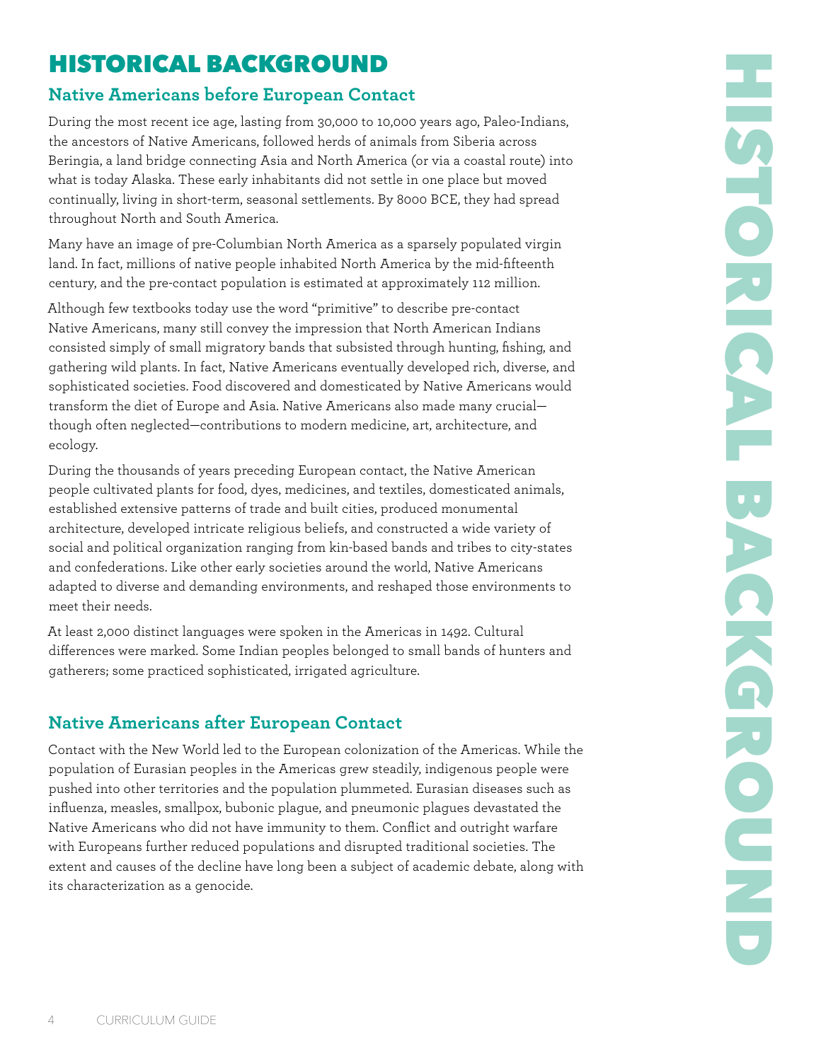# HISTORICAL BACKGROUND

## Native Americans before European Contact

During the most recent ice age, lasting from 30,000 to 10,000 years ago, Paleo-Indians, the ancestors of Native Americans, followed herds of animals from Siberia across Beringia, a land bridge connecting Asia and North America (or via a coastal route) into what is today Alaska. These early inhabitants did not settle in one place but moved continually, living in short-term, seasonal settlements. By 8000 BCE, they had spread throughout North and South America.

Many have an image of pre-Columbian North America as a sparsely populated virgin land. In fact, millions of native people inhabited North America by the mid-fifteenth century, and the pre-contact population is estimated at approximately 112 million.

Although few textbooks today use the word "primitive" to describe pre-contact Native Americans, many still convey the impression that North American Indians consisted simply of small migratory bands that subsisted through hunting, fishing, and gathering wild plants. In fact, Native Americans eventually developed rich, diverse, and sophisticated societies. Food discovered and domesticated by Native Americans would transform the diet of Europe and Asia. Native Americans also made many crucial—though often neglected—contributions to modern medicine, art, architecture, and ecology.

During the thousands of years preceding European contact, the Native American people cultivated plants for food, dyes, medicines, and textiles, domesticated animals, established extensive patterns of trade and built cities, produced monumental architecture, developed intricate religious beliefs, and constructed a wide variety of social and political organization ranging from kin-based bands and tribes to city-states and confederations. Like other early societies around the world, Native Americans adapted to diverse and demanding environments, and reshaped those environments to meet their needs.

At least 2,000 distinct languages were spoken in the Americas in 1492. Cultural differences were marked. Some Indian peoples belonged to small bands of hunters and gatherers; some practiced sophisticated, irrigated agriculture.

## Native Americans after European Contact

Contact with the New World led to the European colonization of the Americas. While the population of Eurasian peoples in the Americas grew steadily, indigenous people were pushed into other territories and the population plummeted. Eurasian diseases such as influenza, measles, smallpox, bubonic plague, and pneumonic plagues devastated the Native Americans who did not have immunity to them. Conflict and outright warfare with Europeans further reduced populations and disrupted traditional societies. The extent and causes of the decline have long been a subject of academic debate, along with its characterization as a genocide.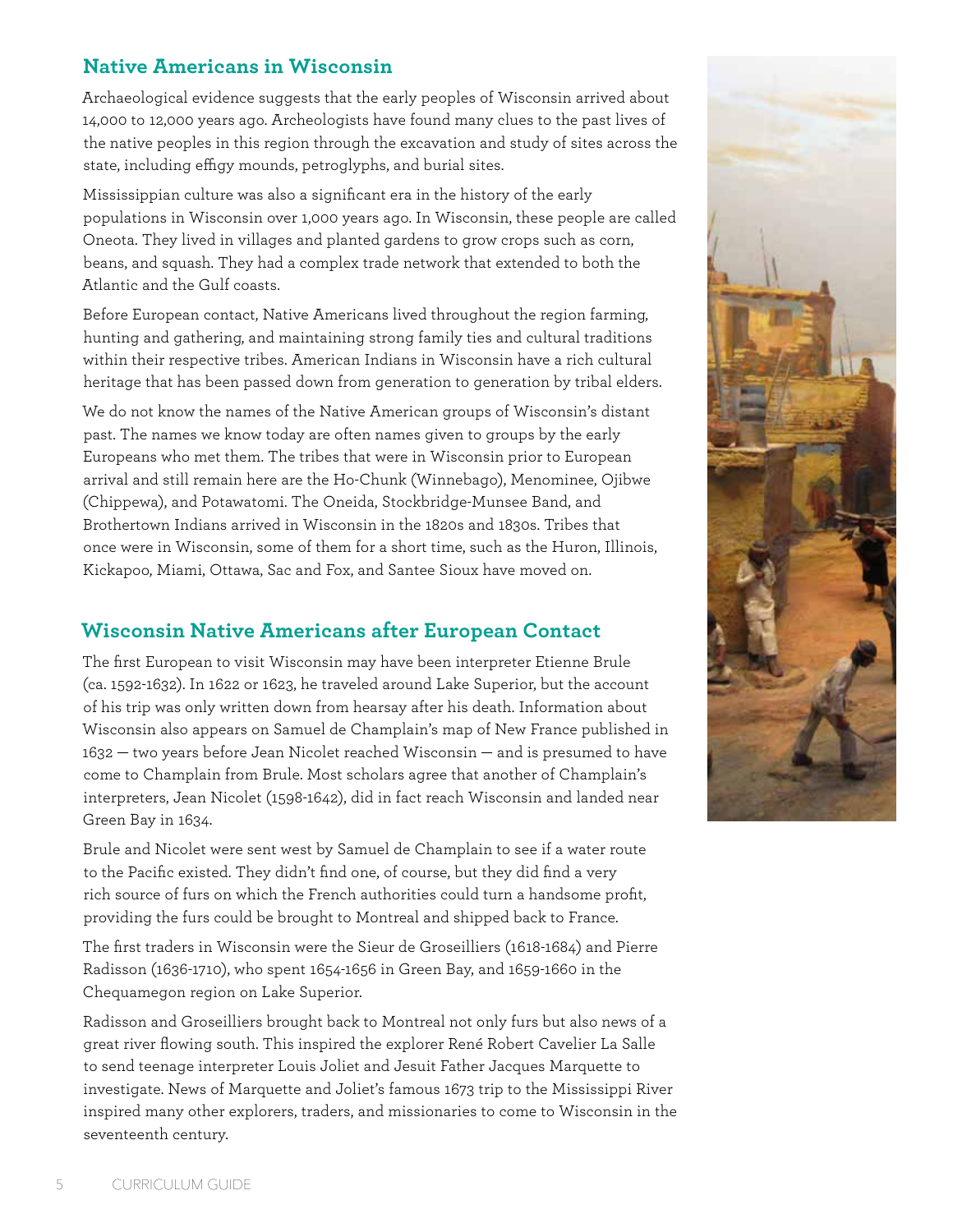## Native Americans in Wisconsin

Archaeological evidence suggests that the early peoples of Wisconsin arrived about 14,000 to 12,000 years ago. Archeologists have found many clues to the past lives of the native peoples in this region through the excavation and study of sites across the state, including effigy mounds, petroglyphs, and burial sites.

Mississippian culture was also a significant era in the history of the early populations in Wisconsin over 1,000 years ago. In Wisconsin, these people are called Oneota. They lived in villages and planted gardens to grow crops such as corn, beans, and squash. They had a complex trade network that extended to both the Atlantic and the Gulf coasts.

Before European contact, Native Americans lived throughout the region farming, hunting and gathering, and maintaining strong family ties and cultural traditions within their respective tribes. American Indians in Wisconsin have a rich cultural heritage that has been passed down from generation to generation by tribal elders.

We do not know the names of the Native American groups of Wisconsin's distant past. The names we know today are often names given to groups by the early Europeans who met them. The tribes that were in Wisconsin prior to European arrival and still remain here are the Ho-Chunk (Winnebago), Menominee, Ojibwe (Chippewa), and Potawatomi. The Oneida, Stockbridge-Munsee Band, and Brothertown Indians arrived in Wisconsin in the 1820s and 1830s. Tribes that once were in Wisconsin, some of them for a short time, such as the Huron, Illinois, Kickapoo, Miami, Ottawa, Sac and Fox, and Santee Sioux have moved on.

## Wisconsin Native Americans after European Contact

The first European to visit Wisconsin may have been interpreter Etienne Brule (ca. 1592-1632). In 1622 or 1623, he traveled around Lake Superior, but the account of his trip was only written down from hearsay after his death. Information about Wisconsin also appears on Samuel de Champlain's map of New France published in 1632 — two years before Jean Nicolet reached Wisconsin — and is presumed to have come to Champlain from Brule. Most scholars agree that another of Champlain's interpreters, Jean Nicolet (1598-1642), did in fact reach Wisconsin and landed near Green Bay in 1634.

Brule and Nicolet were sent west by Samuel de Champlain to see if a water route to the Pacific existed. They didn't find one, of course, but they did find a very rich source of furs on which the French authorities could turn a handsome profit, providing the furs could be brought to Montreal and shipped back to France.

The first traders in Wisconsin were the Sieur de Groseilliers (1618-1684) and Pierre Radisson (1636-1710), who spent 1654-1656 in Green Bay, and 1659-1660 in the Chequamegon region on Lake Superior.

Radisson and Groseilliers brought back to Montreal not only furs but also news of a great river flowing south. This inspired the explorer René Robert Cavelier La Salle to send teenage interpreter Louis Joliet and Jesuit Father Jacques Marquette to investigate. News of Marquette and Joliet's famous 1673 trip to the Mississippi River inspired many other explorers, traders, and missionaries to come to Wisconsin in the seventeenth century.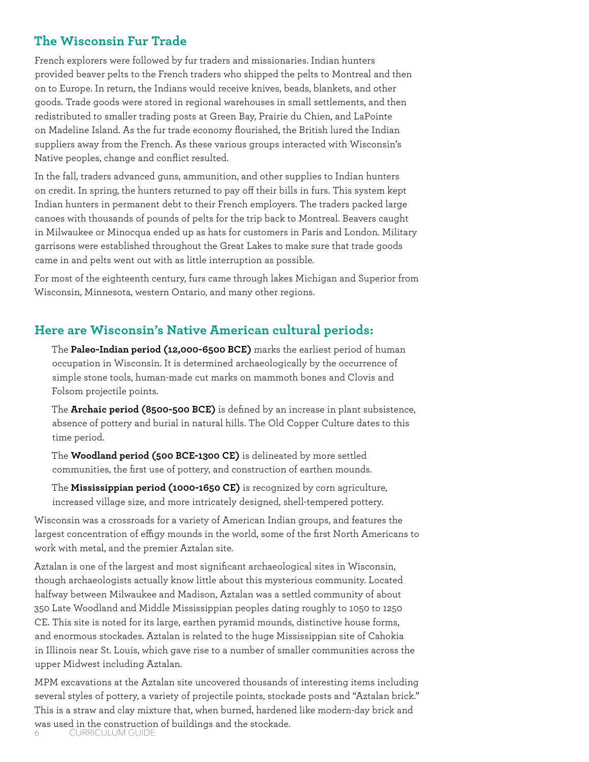## The Wisconsin Fur Trade

French explorers were followed by fur traders and missionaries. Indian hunters provided beaver pelts to the French traders who shipped the pelts to Montreal and then on to Europe. In return, the Indians would receive knives, beads, blankets, and other goods. Trade goods were stored in regional warehouses in small settlements, and then redistributed to smaller trading posts at Green Bay, Prairie du Chien, and LaPointe on Madeline Island. As the fur trade economy flourished, the British lured the Indian suppliers away from the French. As these various groups interacted with Wisconsin's Native peoples, change and conflict resulted.

In the fall, traders advanced guns, ammunition, and other supplies to Indian hunters on credit. In spring, the hunters returned to pay off their bills in furs. This system kept Indian hunters in permanent debt to their French employers. The traders packed large canoes with thousands of pounds of pelts for the trip back to Montreal. Beavers caught in Milwaukee or Minocqua ended up as hats for customers in Paris and London. Military garrisons were established throughout the Great Lakes to make sure that trade goods came in and pelts went out with as little interruption as possible.

For most of the eighteenth century, furs came through lakes Michigan and Superior from Wisconsin, Minnesota, western Ontario, and many other regions.

## Here are Wisconsin's Native American cultural periods:

The **Paleo-Indian period (12,000-6500 BCE)** marks the earliest period of human occupation in Wisconsin. It is determined archaeologically by the occurrence of simple stone tools, human-made cut marks on mammoth bones and Clovis and Folsom projectile points.

The **Archaic period (8500-500 BCE)** is defined by an increase in plant subsistence, absence of pottery and burial in natural hills. The Old Copper Culture dates to this time period.

The **Woodland period (500 BCE-1300 CE)** is delineated by more settled communities, the first use of pottery, and construction of earthen mounds.

The **Mississippian period (1000-1650 CE)** is recognized by corn agriculture, increased village size, and more intricately designed, shell-tempered pottery.

Wisconsin was a crossroads for a variety of American Indian groups, and features the largest concentration of effigy mounds in the world, some of the first North Americans to work with metal, and the premier Aztalan site.

Aztalan is one of the largest and most significant archaeological sites in Wisconsin, though archaeologists actually know little about this mysterious community. Located halfway between Milwaukee and Madison, Aztalan was a settled community of about 350 Late Woodland and Middle Mississippian peoples dating roughly to 1050 to 1250 CE. This site is noted for its large, earthen pyramid mounds, distinctive house forms, and enormous stockades. Aztalan is related to the huge Mississippian site of Cahokia in Illinois near St. Louis, which gave rise to a number of smaller communities across the upper Midwest including Aztalan.

MPM excavations at the Aztalan site uncovered thousands of interesting items including several styles of pottery, a variety of projectile points, stockade posts and "Aztalan brick." This is a straw and clay mixture that, when burned, hardened like modern-day brick and was used in the construction of buildings and the stockade.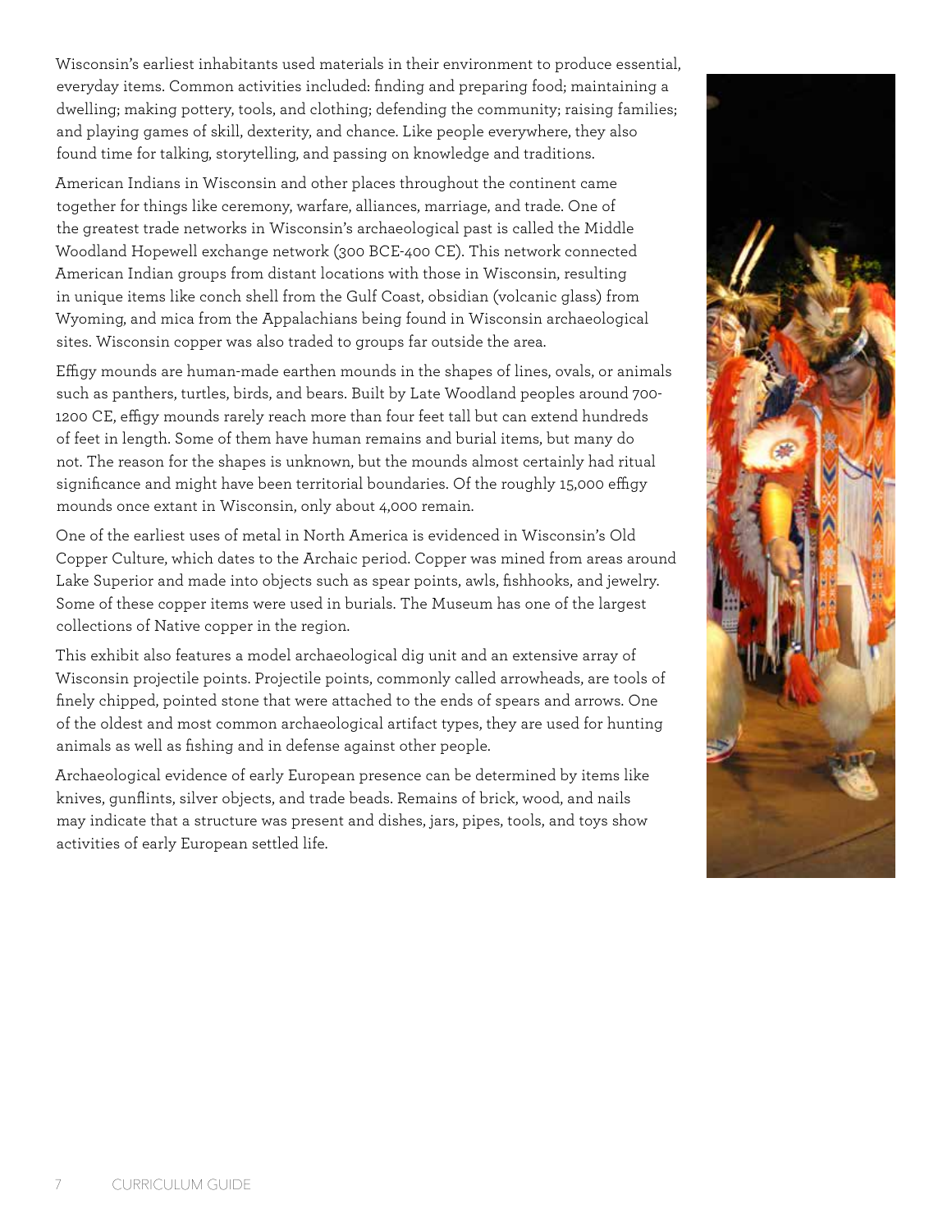Wisconsin's earliest inhabitants used materials in their environment to produce essential, everyday items. Common activities included: finding and preparing food; maintaining a dwelling; making pottery, tools, and clothing; defending the community; raising families; and playing games of skill, dexterity, and chance. Like people everywhere, they also found time for talking, storytelling, and passing on knowledge and traditions.

American Indians in Wisconsin and other places throughout the continent came together for things like ceremony, warfare, alliances, marriage, and trade. One of the greatest trade networks in Wisconsin's archaeological past is called the Middle Woodland Hopewell exchange network (300 BCE-400 CE). This network connected American Indian groups from distant locations with those in Wisconsin, resulting in unique items like conch shell from the Gulf Coast, obsidian (volcanic glass) from Wyoming, and mica from the Appalachians being found in Wisconsin archaeological sites. Wisconsin copper was also traded to groups far outside the area.

Effigy mounds are human-made earthen mounds in the shapes of lines, ovals, or animals such as panthers, turtles, birds, and bears. Built by Late Woodland peoples around 700-1200 CE, effigy mounds rarely reach more than four feet tall but can extend hundreds of feet in length. Some of them have human remains and burial items, but many do not. The reason for the shapes is unknown, but the mounds almost certainly had ritual significance and might have been territorial boundaries. Of the roughly 15,000 effigy mounds once extant in Wisconsin, only about 4,000 remain.

One of the earliest uses of metal in North America is evidenced in Wisconsin's Old Copper Culture, which dates to the Archaic period. Copper was mined from areas around Lake Superior and made into objects such as spear points, awls, fishhooks, and jewelry. Some of these copper items were used in burials. The Museum has one of the largest collections of Native copper in the region.

This exhibit also features a model archaeological dig unit and an extensive array of Wisconsin projectile points. Projectile points, commonly called arrowheads, are tools of finely chipped, pointed stone that were attached to the ends of spears and arrows. One of the oldest and most common archaeological artifact types, they are used for hunting animals as well as fishing and in defense against other people.

Archaeological evidence of early European presence can be determined by items like knives, gunflints, silver objects, and trade beads. Remains of brick, wood, and nails may indicate that a structure was present and dishes, jars, pipes, tools, and toys show activities of early European settled life.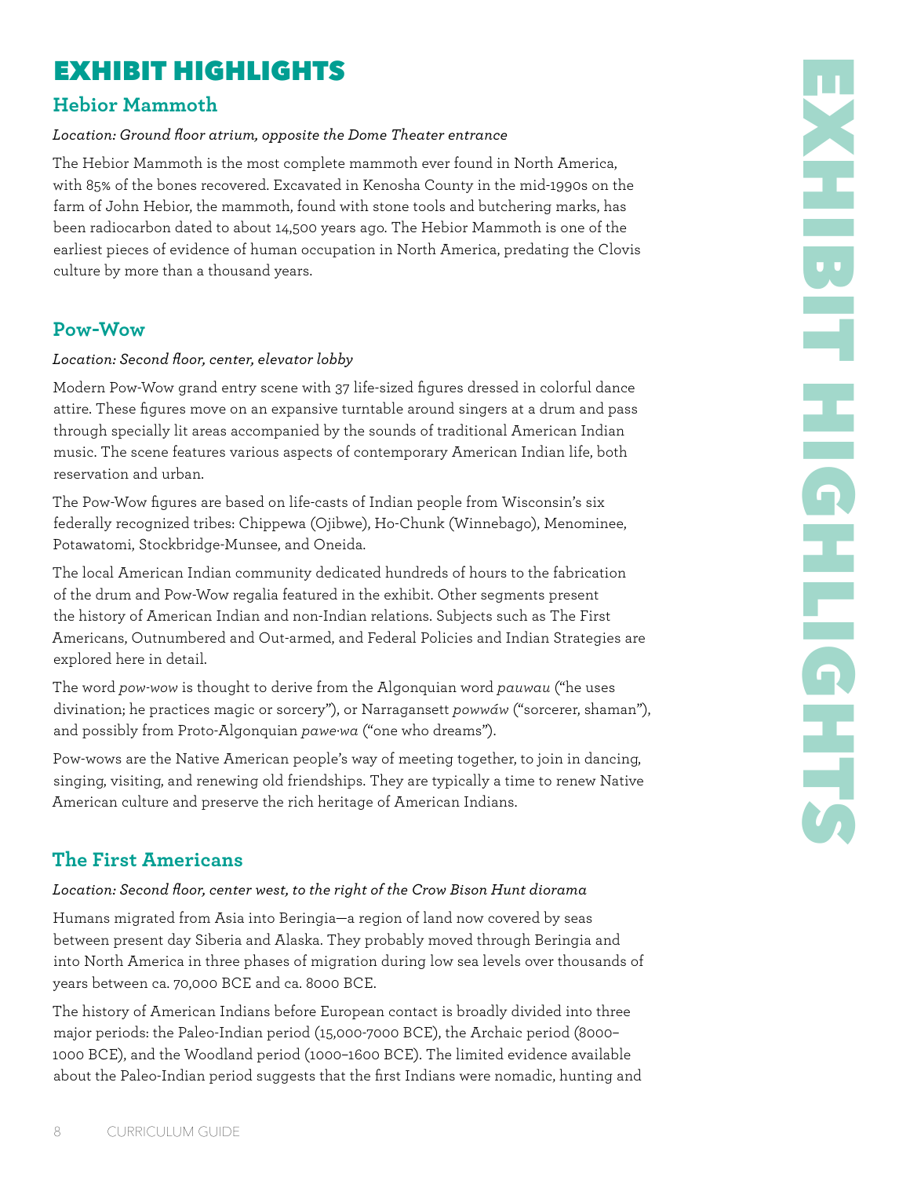# EXHIBIT HIGHLIGHTS

## Hebior Mammoth

*Location: Ground floor atrium, opposite the Dome Theater entrance*

The Hebior Mammoth is the most complete mammoth ever found in North America, with 85% of the bones recovered. Excavated in Kenosha County in the mid-1990s on the farm of John Hebior, the mammoth, found with stone tools and butchering marks, has been radiocarbon dated to about 14,500 years ago. The Hebior Mammoth is one of the earliest pieces of evidence of human occupation in North America, predating the Clovis culture by more than a thousand years.

## Pow-Wow

*Location: Second floor, center, elevator lobby*

Modern Pow-Wow grand entry scene with 37 life-sized figures dressed in colorful dance attire. These figures move on an expansive turntable around singers at a drum and pass through specially lit areas accompanied by the sounds of traditional American Indian music. The scene features various aspects of contemporary American Indian life, both reservation and urban.

The Pow-Wow figures are based on life-casts of Indian people from Wisconsin's six federally recognized tribes: Chippewa (Ojibwe), Ho-Chunk (Winnebago), Menominee, Potawatomi, Stockbridge-Munsee, and Oneida.

The local American Indian community dedicated hundreds of hours to the fabrication of the drum and Pow-Wow regalia featured in the exhibit. Other segments present the history of American Indian and non-Indian relations. Subjects such as The First Americans, Outnumbered and Out-armed, and Federal Policies and Indian Strategies are explored here in detail.

The word *pow-wow* is thought to derive from the Algonquian word *pauwau* ("he uses divination; he practices magic or sorcery"), or Narragansett *powwáw* ("sorcerer, shaman"), and possibly from Proto-Algonquian *pawe·wa* ("one who dreams").

Pow-wows are the Native American people's way of meeting together, to join in dancing, singing, visiting, and renewing old friendships. They are typically a time to renew Native American culture and preserve the rich heritage of American Indians.

## The First Americans

*Location: Second floor, center west, to the right of the Crow Bison Hunt diorama*

Humans migrated from Asia into Beringia—a region of land now covered by seas between present day Siberia and Alaska. They probably moved through Beringia and into North America in three phases of migration during low sea levels over thousands of years between ca. 70,000 BCE and ca. 8000 BCE.

The history of American Indians before European contact is broadly divided into three major periods: the Paleo-Indian period (15,000-7000 BCE), the Archaic period (8000–1000 BCE), and the Woodland period (1000–1600 BCE). The limited evidence available about the Paleo-Indian period suggests that the first Indians were nomadic, hunting and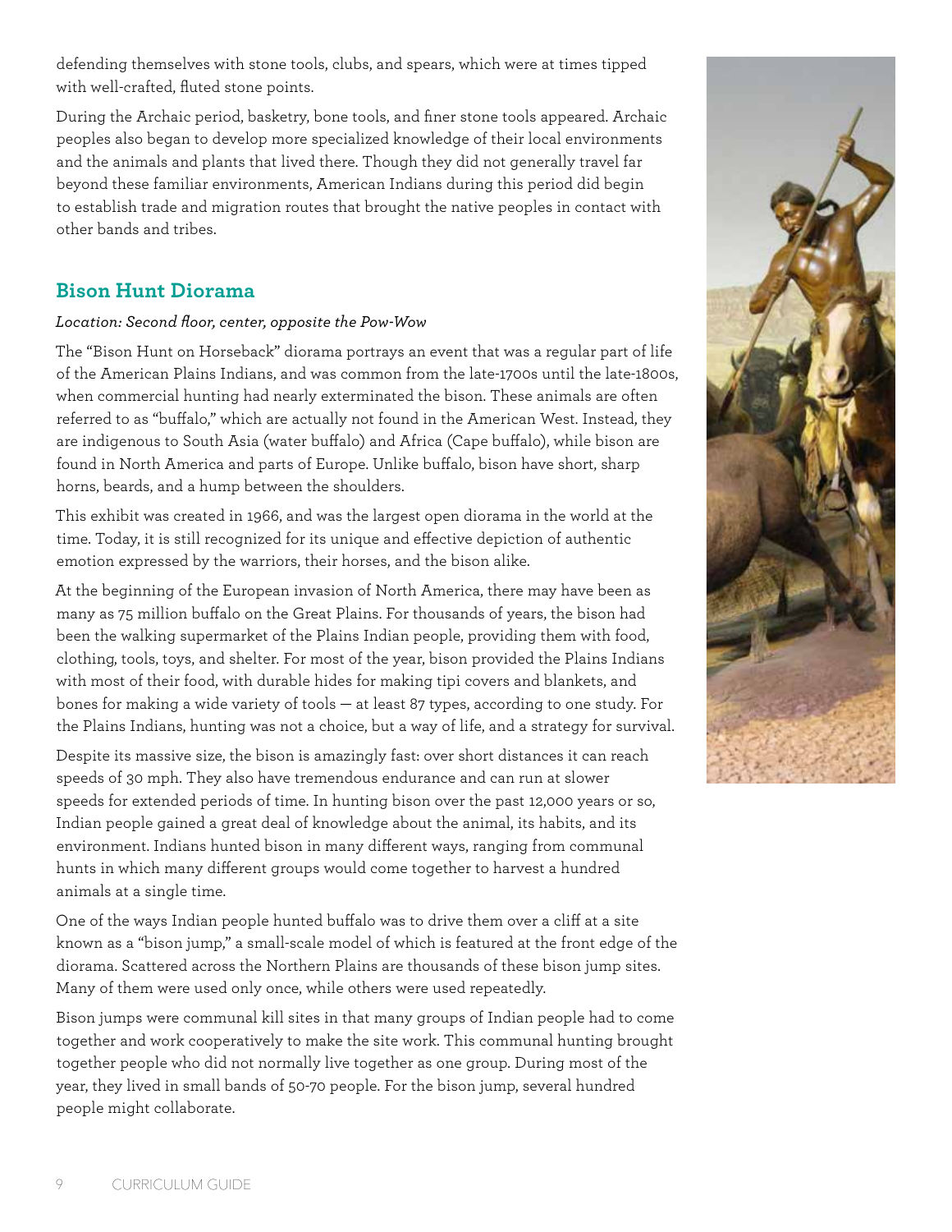defending themselves with stone tools, clubs, and spears, which were at times tipped with well-crafted, fluted stone points.

During the Archaic period, basketry, bone tools, and finer stone tools appeared. Archaic peoples also began to develop more specialized knowledge of their local environments and the animals and plants that lived there. Though they did not generally travel far beyond these familiar environments, American Indians during this period did begin to establish trade and migration routes that brought the native peoples in contact with other bands and tribes.

## Bison Hunt Diorama

*Location: Second floor, center, opposite the Pow-Wow*

The "Bison Hunt on Horseback" diorama portrays an event that was a regular part of life of the American Plains Indians, and was common from the late-1700s until the late-1800s, when commercial hunting had nearly exterminated the bison. These animals are often referred to as "buffalo," which are actually not found in the American West. Instead, they are indigenous to South Asia (water buffalo) and Africa (Cape buffalo), while bison are found in North America and parts of Europe. Unlike buffalo, bison have short, sharp horns, beards, and a hump between the shoulders.

This exhibit was created in 1966, and was the largest open diorama in the world at the time. Today, it is still recognized for its unique and effective depiction of authentic emotion expressed by the warriors, their horses, and the bison alike.

At the beginning of the European invasion of North America, there may have been as many as 75 million buffalo on the Great Plains. For thousands of years, the bison had been the walking supermarket of the Plains Indian people, providing them with food, clothing, tools, toys, and shelter. For most of the year, bison provided the Plains Indians with most of their food, with durable hides for making tipi covers and blankets, and bones for making a wide variety of tools — at least 87 types, according to one study. For the Plains Indians, hunting was not a choice, but a way of life, and a strategy for survival.

Despite its massive size, the bison is amazingly fast: over short distances it can reach speeds of 30 mph. They also have tremendous endurance and can run at slower speeds for extended periods of time. In hunting bison over the past 12,000 years or so, Indian people gained a great deal of knowledge about the animal, its habits, and its environment. Indians hunted bison in many different ways, ranging from communal hunts in which many different groups would come together to harvest a hundred animals at a single time.

One of the ways Indian people hunted buffalo was to drive them over a cliff at a site known as a "bison jump," a small-scale model of which is featured at the front edge of the diorama. Scattered across the Northern Plains are thousands of these bison jump sites. Many of them were used only once, while others were used repeatedly.

Bison jumps were communal kill sites in that many groups of Indian people had to come together and work cooperatively to make the site work. This communal hunting brought together people who did not normally live together as one group. During most of the year, they lived in small bands of 50-70 people. For the bison jump, several hundred people might collaborate.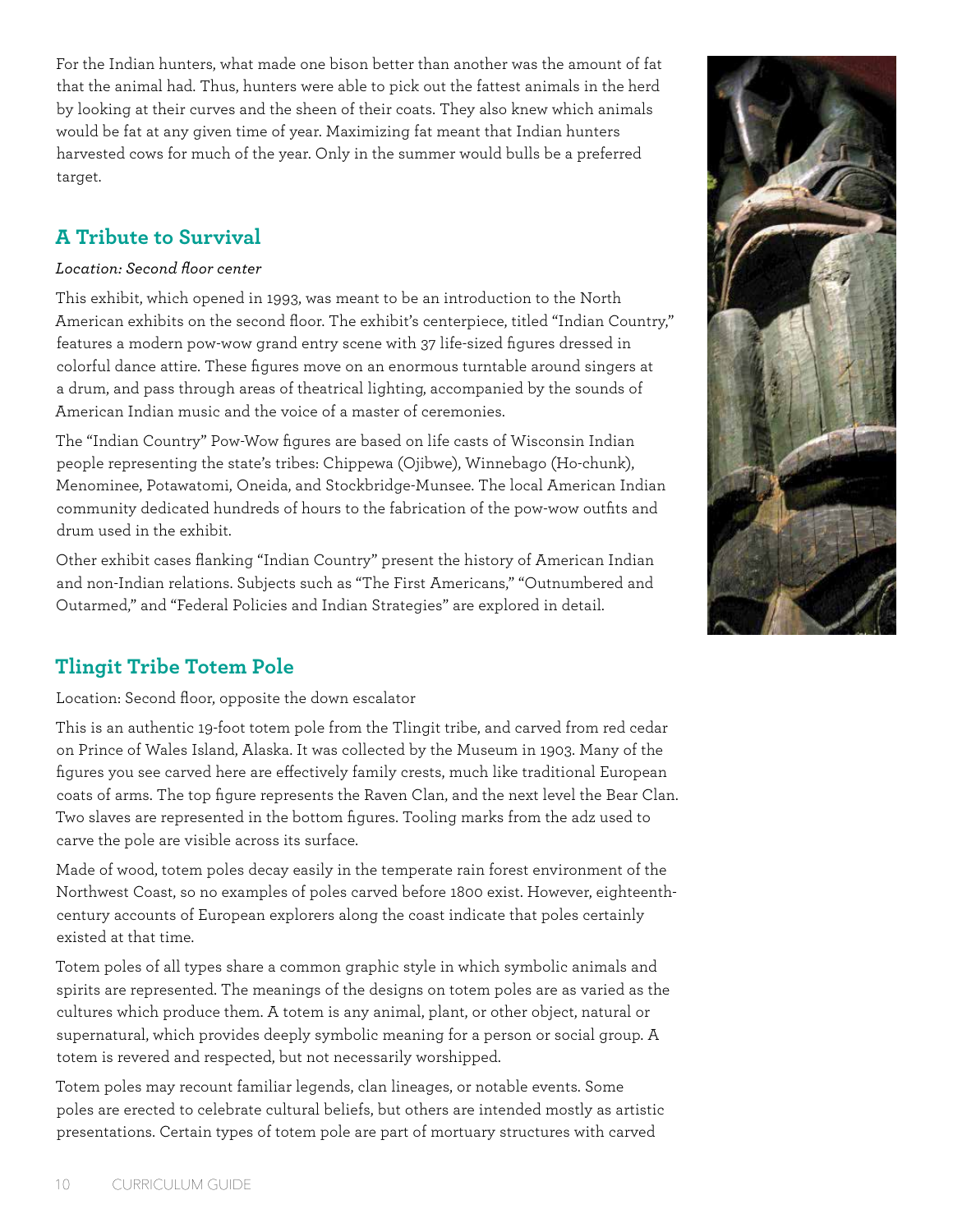For the Indian hunters, what made one bison better than another was the amount of fat that the animal had. Thus, hunters were able to pick out the fattest animals in the herd by looking at their curves and the sheen of their coats. They also knew which animals would be fat at any given time of year. Maximizing fat meant that Indian hunters harvested cows for much of the year. Only in the summer would bulls be a preferred target.

## A Tribute to Survival

*Location: Second floor center*

This exhibit, which opened in 1993, was meant to be an introduction to the North American exhibits on the second floor. The exhibit's centerpiece, titled "Indian Country," features a modern pow-wow grand entry scene with 37 life-sized figures dressed in colorful dance attire. These figures move on an enormous turntable around singers at a drum, and pass through areas of theatrical lighting, accompanied by the sounds of American Indian music and the voice of a master of ceremonies.

The "Indian Country" Pow-Wow figures are based on life casts of Wisconsin Indian people representing the state's tribes: Chippewa (Ojibwe), Winnebago (Ho-chunk), Menominee, Potawatomi, Oneida, and Stockbridge-Munsee. The local American Indian community dedicated hundreds of hours to the fabrication of the pow-wow outfits and drum used in the exhibit.

Other exhibit cases flanking "Indian Country" present the history of American Indian and non-Indian relations. Subjects such as "The First Americans," "Outnumbered and Outarmed," and "Federal Policies and Indian Strategies" are explored in detail.

## Tlingit Tribe Totem Pole

Location: Second floor, opposite the down escalator

This is an authentic 19-foot totem pole from the Tlingit tribe, and carved from red cedar on Prince of Wales Island, Alaska. It was collected by the Museum in 1903. Many of the figures you see carved here are effectively family crests, much like traditional European coats of arms. The top figure represents the Raven Clan, and the next level the Bear Clan. Two slaves are represented in the bottom figures. Tooling marks from the adz used to carve the pole are visible across its surface.

Made of wood, totem poles decay easily in the temperate rain forest environment of the Northwest Coast, so no examples of poles carved before 1800 exist. However, eighteenth-century accounts of European explorers along the coast indicate that poles certainly existed at that time.

Totem poles of all types share a common graphic style in which symbolic animals and spirits are represented. The meanings of the designs on totem poles are as varied as the cultures which produce them. A totem is any animal, plant, or other object, natural or supernatural, which provides deeply symbolic meaning for a person or social group. A totem is revered and respected, but not necessarily worshipped.

Totem poles may recount familiar legends, clan lineages, or notable events. Some poles are erected to celebrate cultural beliefs, but others are intended mostly as artistic presentations. Certain types of totem pole are part of mortuary structures with carved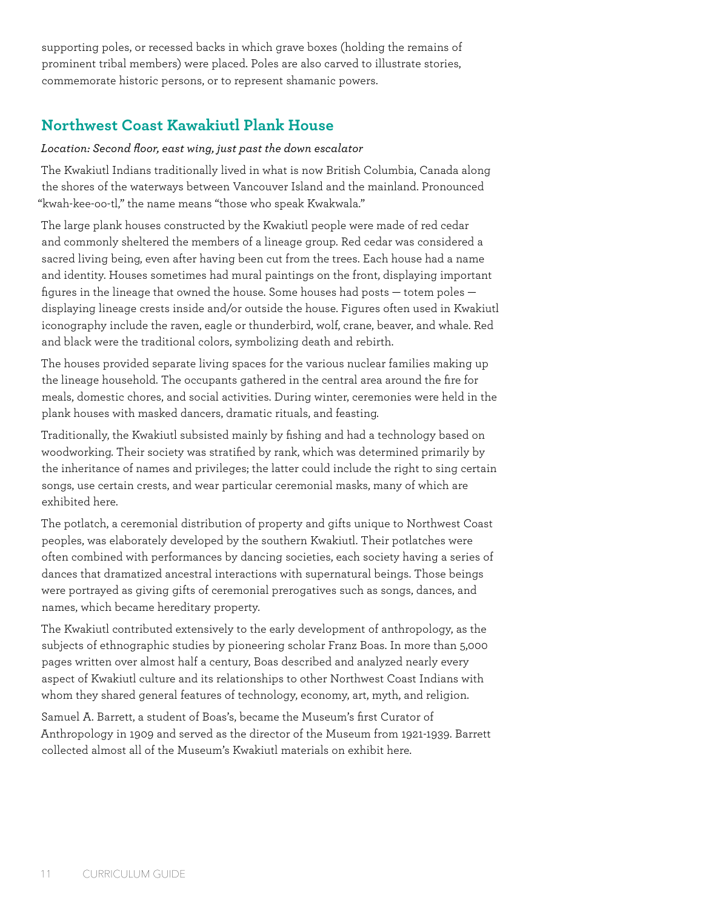supporting poles, or recessed backs in which grave boxes (holding the remains of prominent tribal members) were placed. Poles are also carved to illustrate stories, commemorate historic persons, or to represent shamanic powers.

## Northwest Coast Kawakiutl Plank House

*Location: Second floor, east wing, just past the down escalator*

The Kwakiutl Indians traditionally lived in what is now British Columbia, Canada along the shores of the waterways between Vancouver Island and the mainland. Pronounced "kwah-kee-oo-tl," the name means "those who speak Kwakwala."

The large plank houses constructed by the Kwakiutl people were made of red cedar and commonly sheltered the members of a lineage group. Red cedar was considered a sacred living being, even after having been cut from the trees. Each house had a name and identity. Houses sometimes had mural paintings on the front, displaying important figures in the lineage that owned the house. Some houses had posts — totem poles — displaying lineage crests inside and/or outside the house. Figures often used in Kwakiutl iconography include the raven, eagle or thunderbird, wolf, crane, beaver, and whale. Red and black were the traditional colors, symbolizing death and rebirth.

The houses provided separate living spaces for the various nuclear families making up the lineage household. The occupants gathered in the central area around the fire for meals, domestic chores, and social activities. During winter, ceremonies were held in the plank houses with masked dancers, dramatic rituals, and feasting.

Traditionally, the Kwakiutl subsisted mainly by fishing and had a technology based on woodworking. Their society was stratified by rank, which was determined primarily by the inheritance of names and privileges; the latter could include the right to sing certain songs, use certain crests, and wear particular ceremonial masks, many of which are exhibited here.

The potlatch, a ceremonial distribution of property and gifts unique to Northwest Coast peoples, was elaborately developed by the southern Kwakiutl. Their potlatches were often combined with performances by dancing societies, each society having a series of dances that dramatized ancestral interactions with supernatural beings. Those beings were portrayed as giving gifts of ceremonial prerogatives such as songs, dances, and names, which became hereditary property.

The Kwakiutl contributed extensively to the early development of anthropology, as the subjects of ethnographic studies by pioneering scholar Franz Boas. In more than 5,000 pages written over almost half a century, Boas described and analyzed nearly every aspect of Kwakiutl culture and its relationships to other Northwest Coast Indians with whom they shared general features of technology, economy, art, myth, and religion.

Samuel A. Barrett, a student of Boas's, became the Museum's first Curator of Anthropology in 1909 and served as the director of the Museum from 1921-1939. Barrett collected almost all of the Museum's Kwakiutl materials on exhibit here.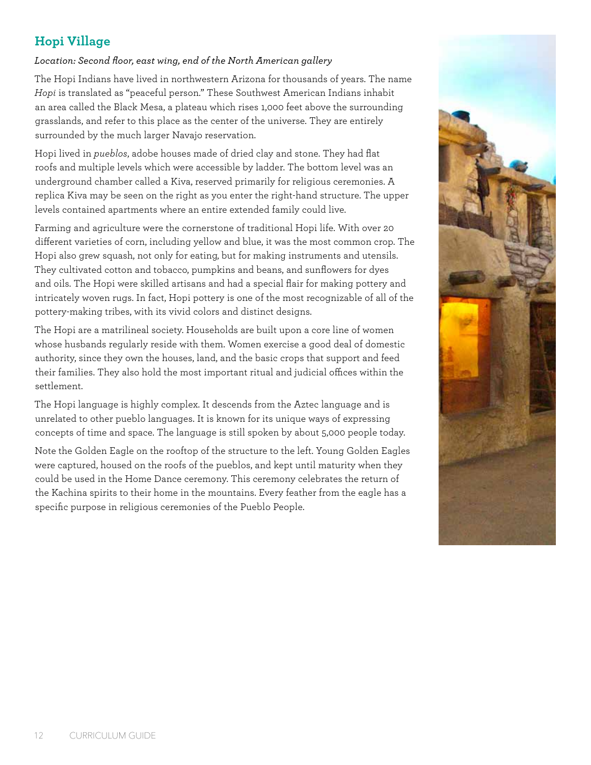## Hopi Village

*Location: Second floor, east wing, end of the North American gallery*

The Hopi Indians have lived in northwestern Arizona for thousands of years. The name *Hopi* is translated as "peaceful person." These Southwest American Indians inhabit an area called the Black Mesa, a plateau which rises 1,000 feet above the surrounding grasslands, and refer to this place as the center of the universe. They are entirely surrounded by the much larger Navajo reservation.

Hopi lived in *pueblos*, adobe houses made of dried clay and stone. They had flat roofs and multiple levels which were accessible by ladder. The bottom level was an underground chamber called a Kiva, reserved primarily for religious ceremonies. A replica Kiva may be seen on the right as you enter the right-hand structure. The upper levels contained apartments where an entire extended family could live.

Farming and agriculture were the cornerstone of traditional Hopi life. With over 20 different varieties of corn, including yellow and blue, it was the most common crop. The Hopi also grew squash, not only for eating, but for making instruments and utensils. They cultivated cotton and tobacco, pumpkins and beans, and sunflowers for dyes and oils. The Hopi were skilled artisans and had a special flair for making pottery and intricately woven rugs. In fact, Hopi pottery is one of the most recognizable of all of the pottery-making tribes, with its vivid colors and distinct designs.

The Hopi are a matrilineal society. Households are built upon a core line of women whose husbands regularly reside with them. Women exercise a good deal of domestic authority, since they own the houses, land, and the basic crops that support and feed their families. They also hold the most important ritual and judicial offices within the settlement.

The Hopi language is highly complex. It descends from the Aztec language and is unrelated to other pueblo languages. It is known for its unique ways of expressing concepts of time and space. The language is still spoken by about 5,000 people today.

Note the Golden Eagle on the rooftop of the structure to the left. Young Golden Eagles were captured, housed on the roofs of the pueblos, and kept until maturity when they could be used in the Home Dance ceremony. This ceremony celebrates the return of the Kachina spirits to their home in the mountains. Every feather from the eagle has a specific purpose in religious ceremonies of the Pueblo People.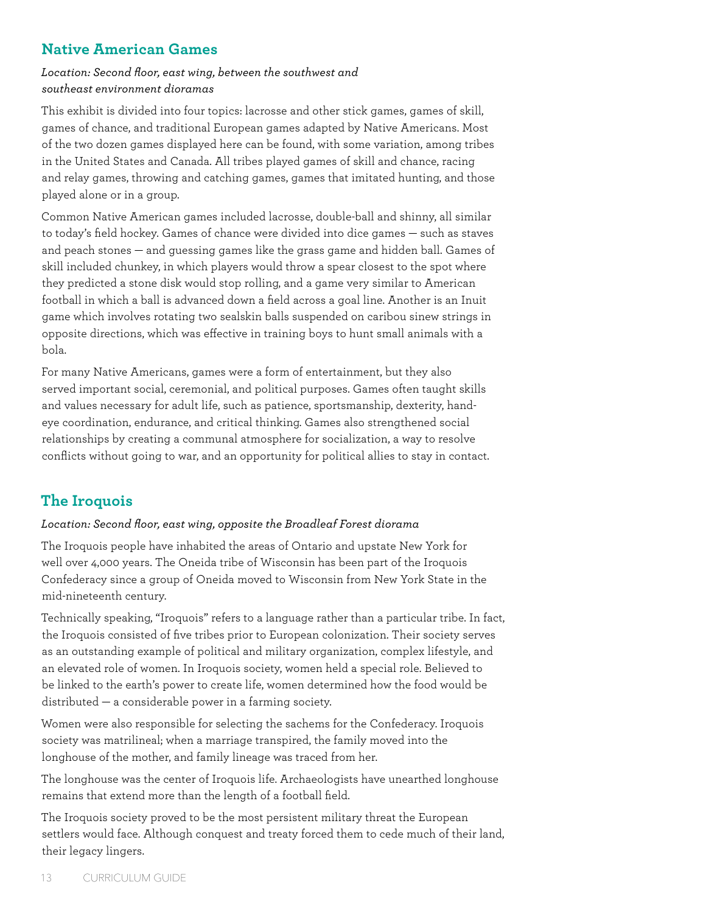## Native American Games

*Location: Second floor, east wing, between the southwest and southeast environment dioramas*

This exhibit is divided into four topics: lacrosse and other stick games, games of skill, games of chance, and traditional European games adapted by Native Americans. Most of the two dozen games displayed here can be found, with some variation, among tribes in the United States and Canada. All tribes played games of skill and chance, racing and relay games, throwing and catching games, games that imitated hunting, and those played alone or in a group.

Common Native American games included lacrosse, double-ball and shinny, all similar to today's field hockey. Games of chance were divided into dice games — such as staves and peach stones — and guessing games like the grass game and hidden ball. Games of skill included chunkey, in which players would throw a spear closest to the spot where they predicted a stone disk would stop rolling, and a game very similar to American football in which a ball is advanced down a field across a goal line. Another is an Inuit game which involves rotating two sealskin balls suspended on caribou sinew strings in opposite directions, which was effective in training boys to hunt small animals with a bola.

For many Native Americans, games were a form of entertainment, but they also served important social, ceremonial, and political purposes. Games often taught skills and values necessary for adult life, such as patience, sportsmanship, dexterity, hand-eye coordination, endurance, and critical thinking. Games also strengthened social relationships by creating a communal atmosphere for socialization, a way to resolve conflicts without going to war, and an opportunity for political allies to stay in contact.

## The Iroquois

*Location: Second floor, east wing, opposite the Broadleaf Forest diorama*

The Iroquois people have inhabited the areas of Ontario and upstate New York for well over 4,000 years. The Oneida tribe of Wisconsin has been part of the Iroquois Confederacy since a group of Oneida moved to Wisconsin from New York State in the mid-nineteenth century.

Technically speaking, "Iroquois" refers to a language rather than a particular tribe. In fact, the Iroquois consisted of five tribes prior to European colonization. Their society serves as an outstanding example of political and military organization, complex lifestyle, and an elevated role of women. In Iroquois society, women held a special role. Believed to be linked to the earth's power to create life, women determined how the food would be distributed — a considerable power in a farming society.

Women were also responsible for selecting the sachems for the Confederacy. Iroquois society was matrilineal; when a marriage transpired, the family moved into the longhouse of the mother, and family lineage was traced from her.

The longhouse was the center of Iroquois life. Archaeologists have unearthed longhouse remains that extend more than the length of a football field.

The Iroquois society proved to be the most persistent military threat the European settlers would face. Although conquest and treaty forced them to cede much of their land, their legacy lingers.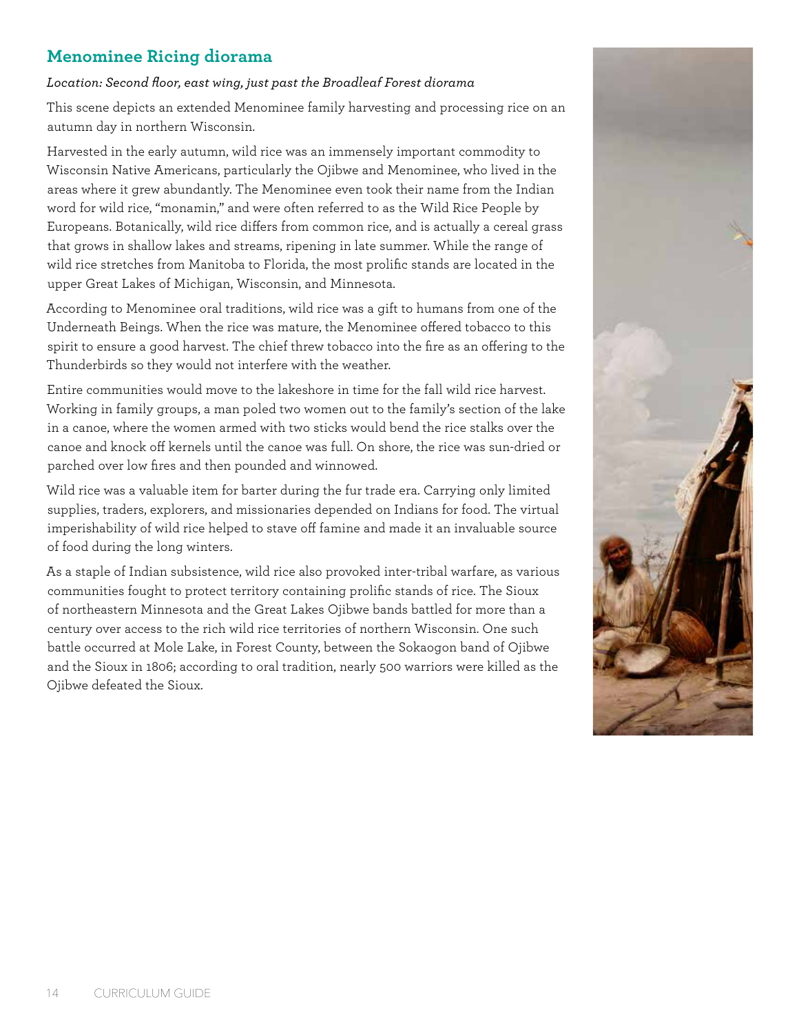## Menominee Ricing diorama

*Location: Second floor, east wing, just past the Broadleaf Forest diorama*

This scene depicts an extended Menominee family harvesting and processing rice on an autumn day in northern Wisconsin.

Harvested in the early autumn, wild rice was an immensely important commodity to Wisconsin Native Americans, particularly the Ojibwe and Menominee, who lived in the areas where it grew abundantly. The Menominee even took their name from the Indian word for wild rice, "monamin," and were often referred to as the Wild Rice People by Europeans. Botanically, wild rice differs from common rice, and is actually a cereal grass that grows in shallow lakes and streams, ripening in late summer. While the range of wild rice stretches from Manitoba to Florida, the most prolific stands are located in the upper Great Lakes of Michigan, Wisconsin, and Minnesota.

According to Menominee oral traditions, wild rice was a gift to humans from one of the Underneath Beings. When the rice was mature, the Menominee offered tobacco to this spirit to ensure a good harvest. The chief threw tobacco into the fire as an offering to the Thunderbirds so they would not interfere with the weather.

Entire communities would move to the lakeshore in time for the fall wild rice harvest. Working in family groups, a man poled two women out to the family's section of the lake in a canoe, where the women armed with two sticks would bend the rice stalks over the canoe and knock off kernels until the canoe was full. On shore, the rice was sun-dried or parched over low fires and then pounded and winnowed.

Wild rice was a valuable item for barter during the fur trade era. Carrying only limited supplies, traders, explorers, and missionaries depended on Indians for food. The virtual imperishability of wild rice helped to stave off famine and made it an invaluable source of food during the long winters.

As a staple of Indian subsistence, wild rice also provoked inter-tribal warfare, as various communities fought to protect territory containing prolific stands of rice. The Sioux of northeastern Minnesota and the Great Lakes Ojibwe bands battled for more than a century over access to the rich wild rice territories of northern Wisconsin. One such battle occurred at Mole Lake, in Forest County, between the Sokaogon band of Ojibwe and the Sioux in 1806; according to oral tradition, nearly 500 warriors were killed as the Ojibwe defeated the Sioux.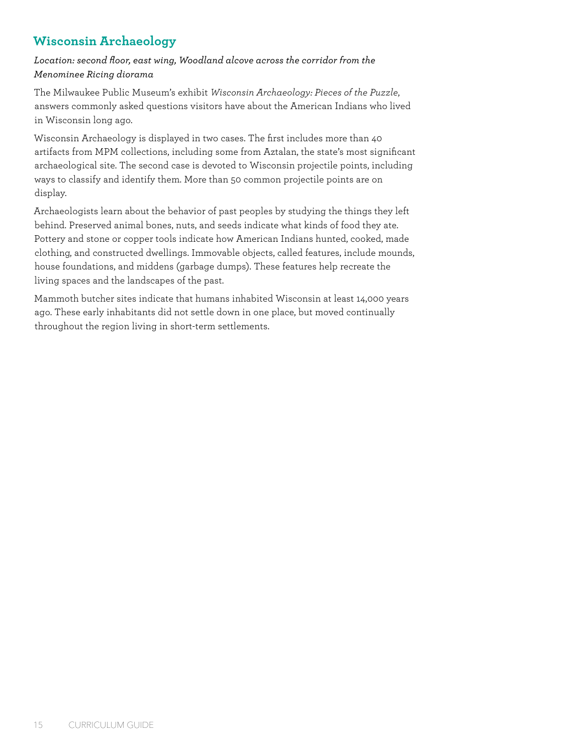## Wisconsin Archaeology

*Location: second floor, east wing, Woodland alcove across the corridor from the Menominee Ricing diorama*

The Milwaukee Public Museum's exhibit *Wisconsin Archaeology: Pieces of the Puzzle*, answers commonly asked questions visitors have about the American Indians who lived in Wisconsin long ago.

Wisconsin Archaeology is displayed in two cases. The first includes more than 40 artifacts from MPM collections, including some from Aztalan, the state's most significant archaeological site. The second case is devoted to Wisconsin projectile points, including ways to classify and identify them. More than 50 common projectile points are on display.

Archaeologists learn about the behavior of past peoples by studying the things they left behind. Preserved animal bones, nuts, and seeds indicate what kinds of food they ate. Pottery and stone or copper tools indicate how American Indians hunted, cooked, made clothing, and constructed dwellings. Immovable objects, called features, include mounds, house foundations, and middens (garbage dumps). These features help recreate the living spaces and the landscapes of the past.

Mammoth butcher sites indicate that humans inhabited Wisconsin at least 14,000 years ago. These early inhabitants did not settle down in one place, but moved continually throughout the region living in short-term settlements.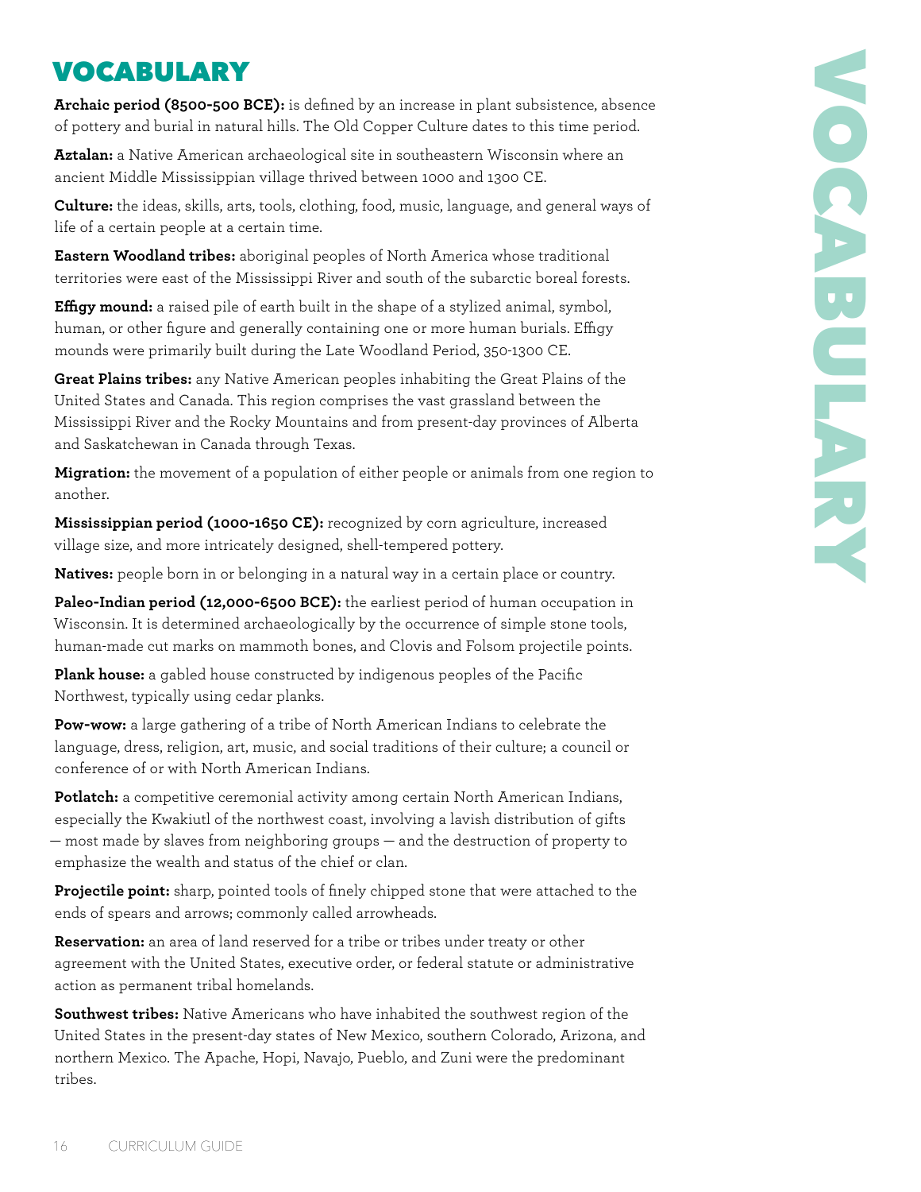# VOCABULARY

**Archaic period (8500-500 BCE):** is defined by an increase in plant subsistence, absence of pottery and burial in natural hills. The Old Copper Culture dates to this time period.

**Aztalan:** a Native American archaeological site in southeastern Wisconsin where an ancient Middle Mississippian village thrived between 1000 and 1300 CE.

**Culture:** the ideas, skills, arts, tools, clothing, food, music, language, and general ways of life of a certain people at a certain time.

**Eastern Woodland tribes:** aboriginal peoples of North America whose traditional territories were east of the Mississippi River and south of the subarctic boreal forests.

**Effigy mound:** a raised pile of earth built in the shape of a stylized animal, symbol, human, or other figure and generally containing one or more human burials. Effigy mounds were primarily built during the Late Woodland Period, 350-1300 CE.

**Great Plains tribes:** any Native American peoples inhabiting the Great Plains of the United States and Canada. This region comprises the vast grassland between the Mississippi River and the Rocky Mountains and from present-day provinces of Alberta and Saskatchewan in Canada through Texas.

**Migration:** the movement of a population of either people or animals from one region to another.

**Mississippian period (1000-1650 CE):** recognized by corn agriculture, increased village size, and more intricately designed, shell-tempered pottery.

**Natives:** people born in or belonging in a natural way in a certain place or country.

**Paleo-Indian period (12,000-6500 BCE):** the earliest period of human occupation in Wisconsin. It is determined archaeologically by the occurrence of simple stone tools, human-made cut marks on mammoth bones, and Clovis and Folsom projectile points.

**Plank house:** a gabled house constructed by indigenous peoples of the Pacific Northwest, typically using cedar planks.

**Pow-wow:** a large gathering of a tribe of North American Indians to celebrate the language, dress, religion, art, music, and social traditions of their culture; a council or conference of or with North American Indians.

**Potlatch:** a competitive ceremonial activity among certain North American Indians, especially the Kwakiutl of the northwest coast, involving a lavish distribution of gifts — most made by slaves from neighboring groups — and the destruction of property to emphasize the wealth and status of the chief or clan.

**Projectile point:** sharp, pointed tools of finely chipped stone that were attached to the ends of spears and arrows; commonly called arrowheads.

**Reservation:** an area of land reserved for a tribe or tribes under treaty or other agreement with the United States, executive order, or federal statute or administrative action as permanent tribal homelands.

**Southwest tribes:** Native Americans who have inhabited the southwest region of the United States in the present-day states of New Mexico, southern Colorado, Arizona, and northern Mexico. The Apache, Hopi, Navajo, Pueblo, and Zuni were the predominant tribes.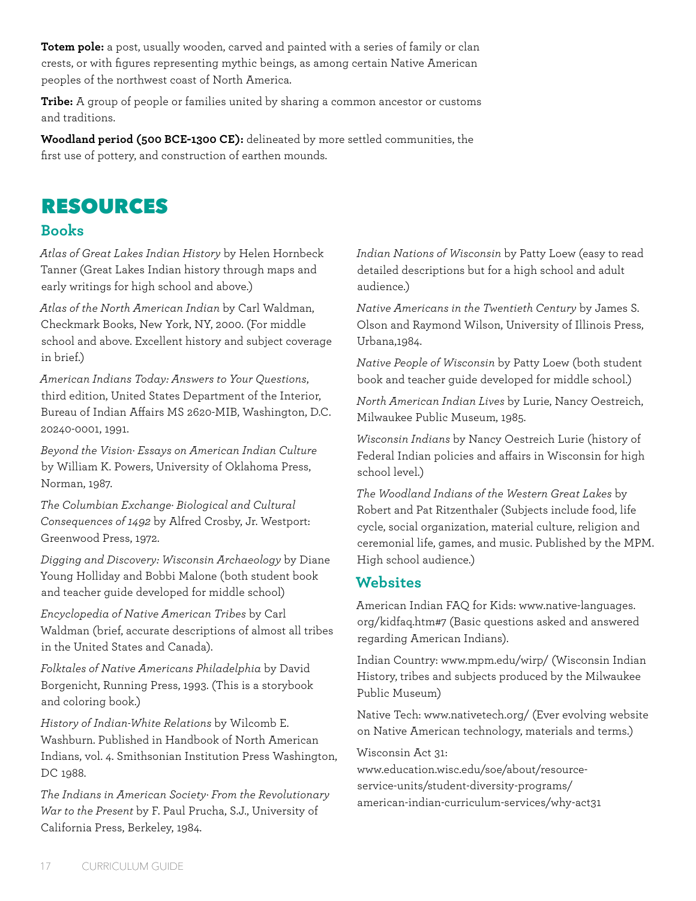**Totem pole:** a post, usually wooden, carved and painted with a series of family or clan crests, or with figures representing mythic beings, as among certain Native American peoples of the northwest coast of North America.

**Tribe:** A group of people or families united by sharing a common ancestor or customs and traditions.

**Woodland period (500 BCE-1300 CE):** delineated by more settled communities, the first use of pottery, and construction of earthen mounds.

# RESOURCES

## Books

*Atlas of Great Lakes Indian History* by Helen Hornbeck Tanner (Great Lakes Indian history through maps and early writings for high school and above.)

*Atlas of the North American Indian* by Carl Waldman, Checkmark Books, New York, NY, 2000. (For middle school and above. Excellent history and subject coverage in brief.)

*American Indians Today: Answers to Your Questions*, third edition, United States Department of the Interior, Bureau of Indian Affairs MS 2620-MIB, Washington, D.C. 20240-0001, 1991.

*Beyond the Vision· Essays on American Indian Culture* by William K. Powers, University of Oklahoma Press, Norman, 1987.

*The Columbian Exchange· Biological and Cultural Consequences of 1492* by Alfred Crosby, Jr. Westport: Greenwood Press, 1972.

*Digging and Discovery: Wisconsin Archaeology* by Diane Young Holliday and Bobbi Malone (both student book and teacher guide developed for middle school)

*Encyclopedia of Native American Tribes* by Carl Waldman (brief, accurate descriptions of almost all tribes in the United States and Canada).

*Folktales of Native Americans Philadelphia* by David Borgenicht, Running Press, 1993. (This is a storybook and coloring book.)

*History of Indian-White Relations* by Wilcomb E. Washburn. Published in Handbook of North American Indians, vol. 4. Smithsonian Institution Press Washington, DC 1988.

*The Indians in American Society· From the Revolutionary War to the Present* by F. Paul Prucha, S.J., University of California Press, Berkeley, 1984.

*Indian Nations of Wisconsin* by Patty Loew (easy to read detailed descriptions but for a high school and adult audience.)

*Native Americans in the Twentieth Century* by James S. Olson and Raymond Wilson, University of Illinois Press, Urbana,1984.

*Native People of Wisconsin* by Patty Loew (both student book and teacher guide developed for middle school.)

*North American Indian Lives* by Lurie, Nancy Oestreich, Milwaukee Public Museum, 1985.

*Wisconsin Indians* by Nancy Oestreich Lurie (history of Federal Indian policies and affairs in Wisconsin for high school level.)

*The Woodland Indians of the Western Great Lakes* by Robert and Pat Ritzenthaler (Subjects include food, life cycle, social organization, material culture, religion and ceremonial life, games, and music. Published by the MPM. High school audience.)

## Websites

American Indian FAQ for Kids: www.native-languages.org/kidfaq.htm#7 (Basic questions asked and answered regarding American Indians).

Indian Country: www.mpm.edu/wirp/ (Wisconsin Indian History, tribes and subjects produced by the Milwaukee Public Museum)

Native Tech: www.nativetech.org/ (Ever evolving website on Native American technology, materials and terms.)

Wisconsin Act 31:
www.education.wisc.edu/soe/about/resource-service-units/student-diversity-programs/american-indian-curriculum-services/why-act31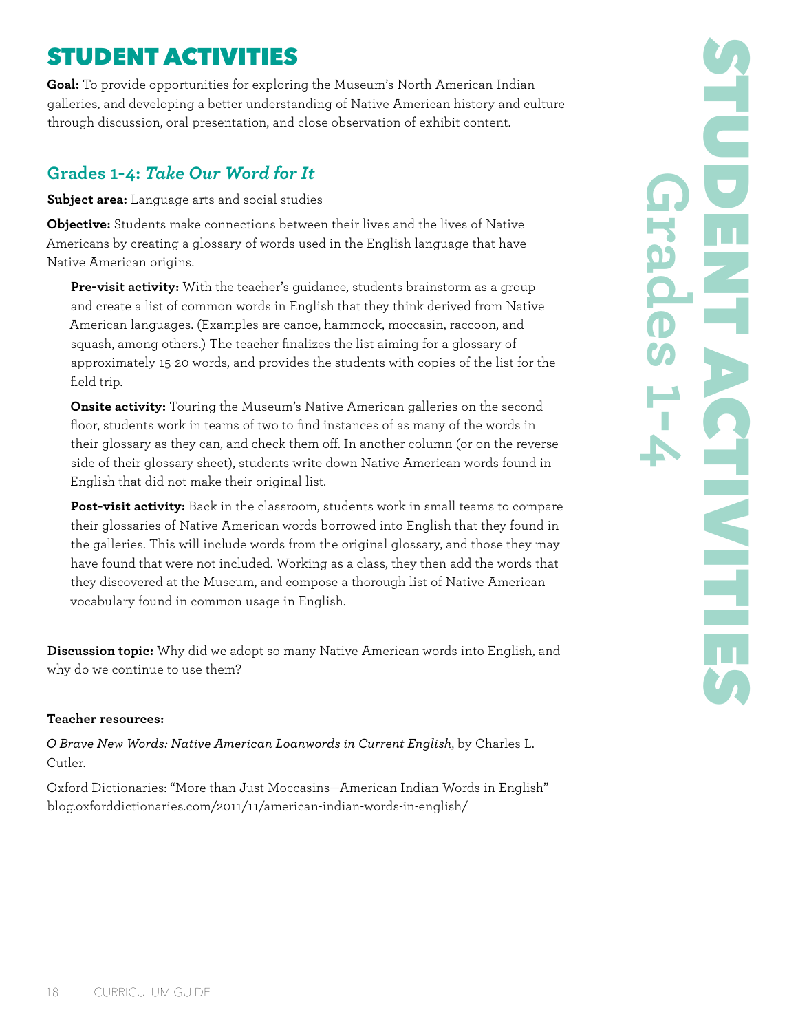# STUDENT ACTIVITIES

**Goal:** To provide opportunities for exploring the Museum's North American Indian galleries, and developing a better understanding of Native American history and culture through discussion, oral presentation, and close observation of exhibit content.

## Grades 1-4: *Take Our Word for It*

**Subject area:** Language arts and social studies

**Objective:** Students make connections between their lives and the lives of Native Americans by creating a glossary of words used in the English language that have Native American origins.

**Pre-visit activity:** With the teacher's guidance, students brainstorm as a group and create a list of common words in English that they think derived from Native American languages. (Examples are canoe, hammock, moccasin, raccoon, and squash, among others.) The teacher finalizes the list aiming for a glossary of approximately 15-20 words, and provides the students with copies of the list for the field trip.

**Onsite activity:** Touring the Museum's Native American galleries on the second floor, students work in teams of two to find instances of as many of the words in their glossary as they can, and check them off. In another column (or on the reverse side of their glossary sheet), students write down Native American words found in English that did not make their original list.

**Post-visit activity:** Back in the classroom, students work in small teams to compare their glossaries of Native American words borrowed into English that they found in the galleries. This will include words from the original glossary, and those they may have found that were not included. Working as a class, they then add the words that they discovered at the Museum, and compose a thorough list of Native American vocabulary found in common usage in English.

**Discussion topic:** Why did we adopt so many Native American words into English, and why do we continue to use them?

**Teacher resources:**

*O Brave New Words: Native American Loanwords in Current English*, by Charles L. Cutler.

Oxford Dictionaries: "More than Just Moccasins—American Indian Words in English" blog.oxforddictionaries.com/2011/11/american-indian-words-in-english/

STUDENT ACTIVITIES
Grades 1-4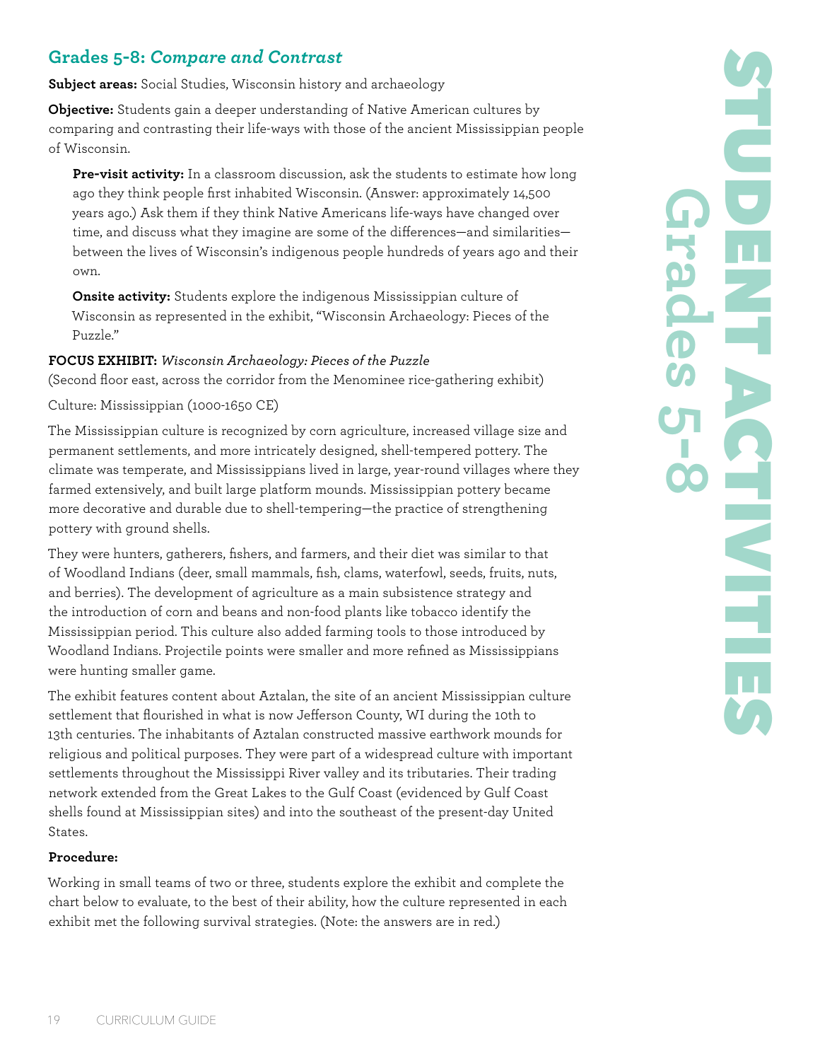## Grades 5-8: *Compare and Contrast*

**Subject areas:** Social Studies, Wisconsin history and archaeology

**Objective:** Students gain a deeper understanding of Native American cultures by comparing and contrasting their life-ways with those of the ancient Mississippian people of Wisconsin.

**Pre-visit activity:** In a classroom discussion, ask the students to estimate how long ago they think people first inhabited Wisconsin. (Answer: approximately 14,500 years ago.) Ask them if they think Native Americans life-ways have changed over time, and discuss what they imagine are some of the differences—and similarities—between the lives of Wisconsin's indigenous people hundreds of years ago and their own.

**Onsite activity:** Students explore the indigenous Mississippian culture of Wisconsin as represented in the exhibit, "Wisconsin Archaeology: Pieces of the Puzzle."

**FOCUS EXHIBIT:** *Wisconsin Archaeology: Pieces of the Puzzle*
(Second floor east, across the corridor from the Menominee rice-gathering exhibit)

Culture: Mississippian (1000-1650 CE)

The Mississippian culture is recognized by corn agriculture, increased village size and permanent settlements, and more intricately designed, shell-tempered pottery. The climate was temperate, and Mississippians lived in large, year-round villages where they farmed extensively, and built large platform mounds. Mississippian pottery became more decorative and durable due to shell-tempering—the practice of strengthening pottery with ground shells.

They were hunters, gatherers, fishers, and farmers, and their diet was similar to that of Woodland Indians (deer, small mammals, fish, clams, waterfowl, seeds, fruits, nuts, and berries). The development of agriculture as a main subsistence strategy and the introduction of corn and beans and non-food plants like tobacco identify the Mississippian period. This culture also added farming tools to those introduced by Woodland Indians. Projectile points were smaller and more refined as Mississippians were hunting smaller game.

The exhibit features content about Aztalan, the site of an ancient Mississippian culture settlement that flourished in what is now Jefferson County, WI during the 10th to 13th centuries. The inhabitants of Aztalan constructed massive earthwork mounds for religious and political purposes. They were part of a widespread culture with important settlements throughout the Mississippi River valley and its tributaries. Their trading network extended from the Great Lakes to the Gulf Coast (evidenced by Gulf Coast shells found at Mississippian sites) and into the southeast of the present-day United States.

**Procedure:**

Working in small teams of two or three, students explore the exhibit and complete the chart below to evaluate, to the best of their ability, how the culture represented in each exhibit met the following survival strategies. (Note: the answers are in red.)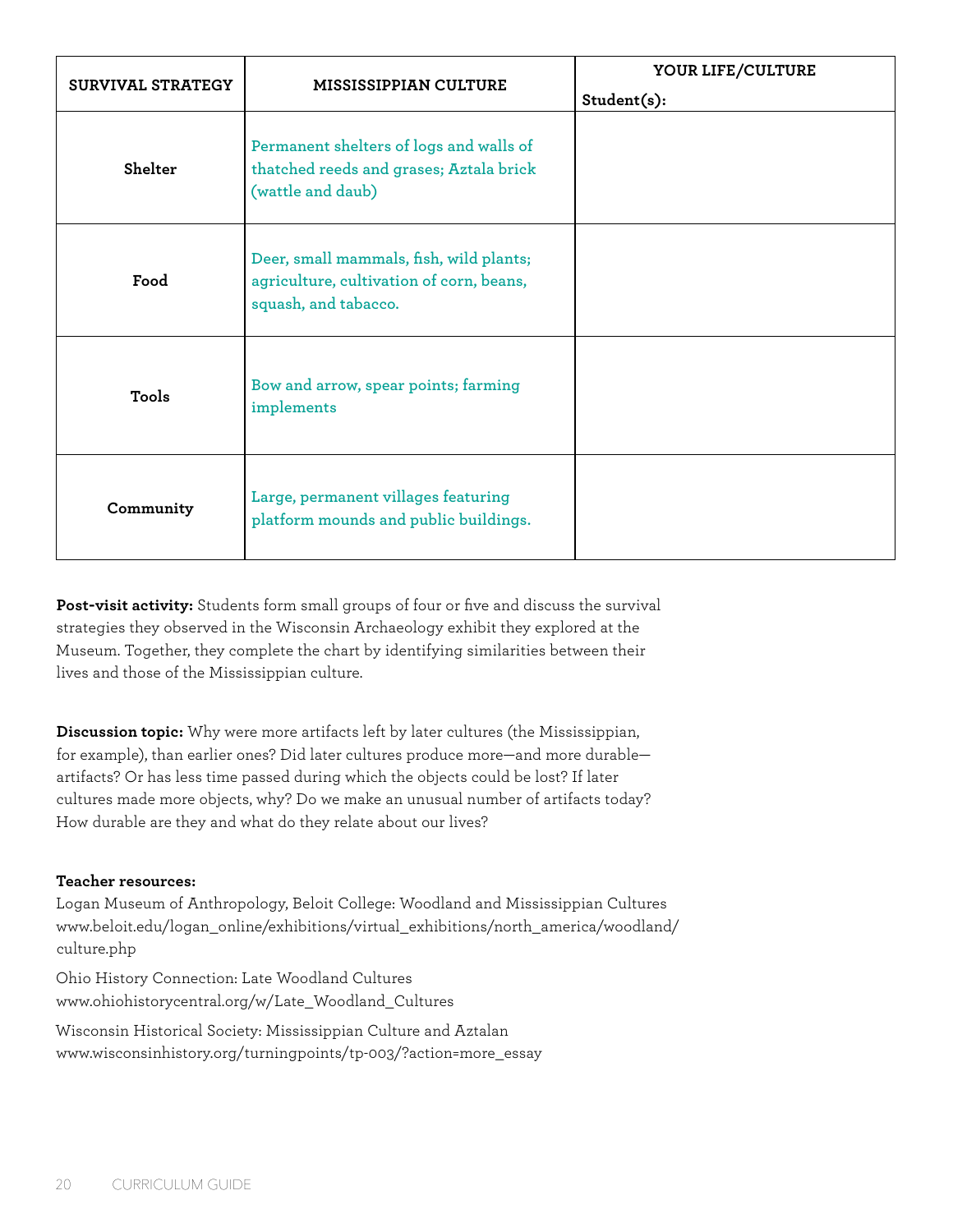| SURVIVAL STRATEGY | MISSISSIPPIAN CULTURE | YOUR LIFE/CULTURE<br>Student(s): |
|---|---|---|
| **Shelter** | Permanent shelters of logs and walls of thatched reeds and grases; Aztala brick (wattle and daub) | |
| **Food** | Deer, small mammals, fish, wild plants; agriculture, cultivation of corn, beans, squash, and tabacco. | |
| **Tools** | Bow and arrow, spear points; farming implements | |
| **Community** | Large, permanent villages featuring platform mounds and public buildings. | |

**Post-visit activity:** Students form small groups of four or five and discuss the survival strategies they observed in the Wisconsin Archaeology exhibit they explored at the Museum. Together, they complete the chart by identifying similarities between their lives and those of the Mississippian culture.

**Discussion topic:** Why were more artifacts left by later cultures (the Mississippian, for example), than earlier ones? Did later cultures produce more—and more durable—artifacts? Or has less time passed during which the objects could be lost? If later cultures made more objects, why? Do we make an unusual number of artifacts today? How durable are they and what do they relate about our lives?

**Teacher resources:**

Logan Museum of Anthropology, Beloit College: Woodland and Mississippian Cultures
www.beloit.edu/logan_online/exhibitions/virtual_exhibitions/north_america/woodland/culture.php

Ohio History Connection: Late Woodland Cultures
www.ohiohistorycentral.org/w/Late_Woodland_Cultures

Wisconsin Historical Society: Mississippian Culture and Aztalan
www.wisconsinhistory.org/turningpoints/tp-003/?action=more_essay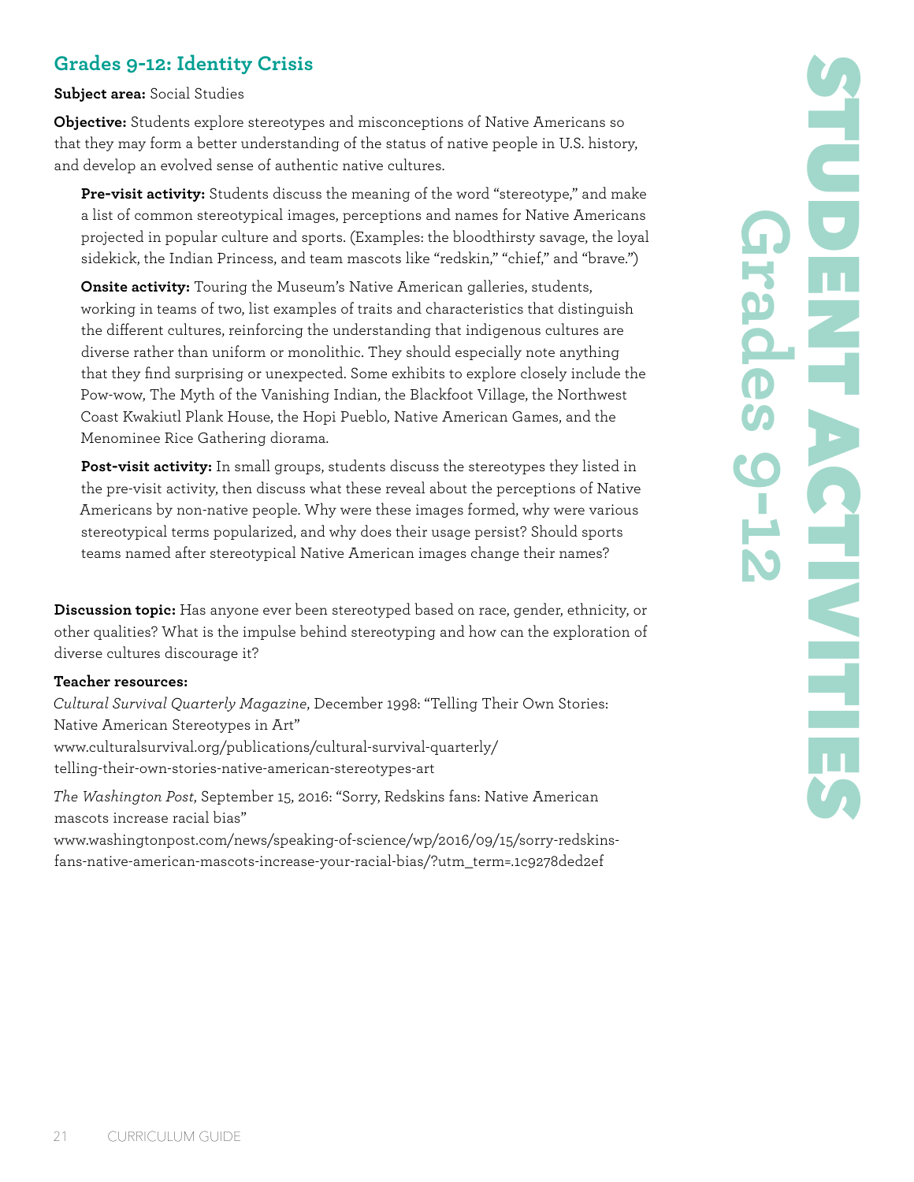## Grades 9-12: Identity Crisis

**Subject area:** Social Studies

**Objective:** Students explore stereotypes and misconceptions of Native Americans so that they may form a better understanding of the status of native people in U.S. history, and develop an evolved sense of authentic native cultures.

**Pre-visit activity:** Students discuss the meaning of the word "stereotype," and make a list of common stereotypical images, perceptions and names for Native Americans projected in popular culture and sports. (Examples: the bloodthirsty savage, the loyal sidekick, the Indian Princess, and team mascots like "redskin," "chief," and "brave.")

**Onsite activity:** Touring the Museum's Native American galleries, students, working in teams of two, list examples of traits and characteristics that distinguish the different cultures, reinforcing the understanding that indigenous cultures are diverse rather than uniform or monolithic. They should especially note anything that they find surprising or unexpected. Some exhibits to explore closely include the Pow-wow, The Myth of the Vanishing Indian, the Blackfoot Village, the Northwest Coast Kwakiutl Plank House, the Hopi Pueblo, Native American Games, and the Menominee Rice Gathering diorama.

**Post-visit activity:** In small groups, students discuss the stereotypes they listed in the pre-visit activity, then discuss what these reveal about the perceptions of Native Americans by non-native people. Why were these images formed, why were various stereotypical terms popularized, and why does their usage persist? Should sports teams named after stereotypical Native American images change their names?

**Discussion topic:** Has anyone ever been stereotyped based on race, gender, ethnicity, or other qualities? What is the impulse behind stereotyping and how can the exploration of diverse cultures discourage it?

**Teacher resources:**

*Cultural Survival Quarterly Magazine*, December 1998: "Telling Their Own Stories: Native American Stereotypes in Art"
www.culturalsurvival.org/publications/cultural-survival-quarterly/telling-their-own-stories-native-american-stereotypes-art

*The Washington Post*, September 15, 2016: "Sorry, Redskins fans: Native American mascots increase racial bias"
www.washingtonpost.com/news/speaking-of-science/wp/2016/09/15/sorry-redskins-fans-native-american-mascots-increase-your-racial-bias/?utm_term=.1c9278ded2ef

STUDENT ACTIVITIES
Grades 9-12